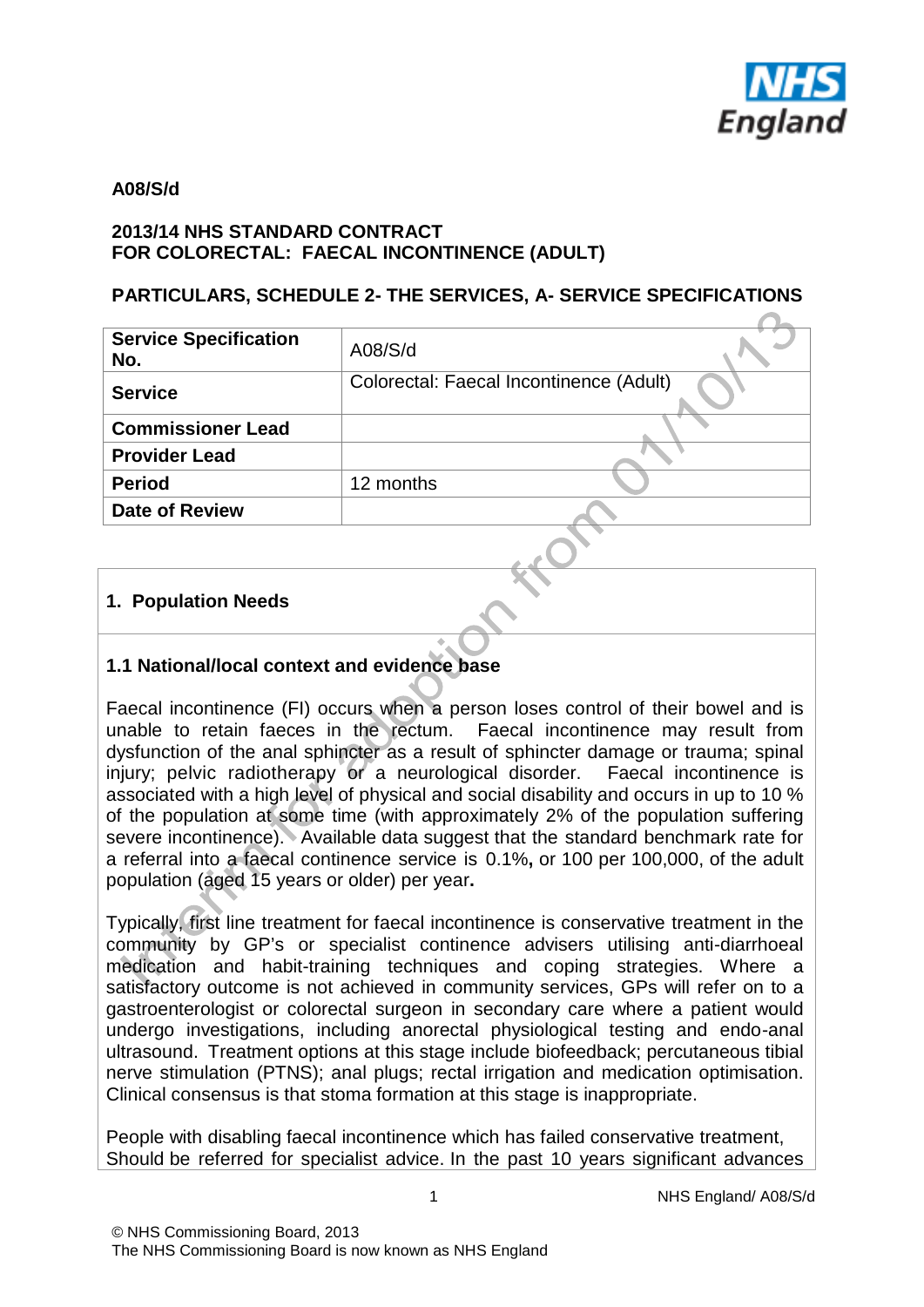**A08/S/d**

**2013/14 NHS STANDARD CONTRACT**
**FOR COLORECTAL: FAECAL INCONTINENCE (ADULT)**

**PARTICULARS, SCHEDULE 2- THE SERVICES, A- SERVICE SPECIFICATIONS**

| **Service Specification No.** | A08/S/d |
|---|---|
| **Service** | Colorectal: Faecal Incontinence (Adult) |
| **Commissioner Lead** | |
| **Provider Lead** | |
| **Period** | 12 months |
| **Date of Review** | |

## 1. Population Needs

### 1.1 National/local context and evidence base

Faecal incontinence (FI) occurs when a person loses control of their bowel and is unable to retain faeces in the rectum. Faecal incontinence may result from dysfunction of the anal sphincter as a result of sphincter damage or trauma; spinal injury; pelvic radiotherapy or a neurological disorder. Faecal incontinence is associated with a high level of physical and social disability and occurs in up to 10 % of the population at some time (with approximately 2% of the population suffering severe incontinence). Available data suggest that the standard benchmark rate for a referral into a faecal continence service is 0.1%, or 100 per 100,000, of the adult population (aged 15 years or older) per year.

Typically, first line treatment for faecal incontinence is conservative treatment in the community by GP's or specialist continence advisers utilising anti-diarrhoeal medication and habit-training techniques and coping strategies. Where a satisfactory outcome is not achieved in community services, GPs will refer on to a gastroenterologist or colorectal surgeon in secondary care where a patient would undergo investigations, including anorectal physiological testing and endo-anal ultrasound. Treatment options at this stage include biofeedback; percutaneous tibial nerve stimulation (PTNS); anal plugs; rectal irrigation and medication optimisation. Clinical consensus is that stoma formation at this stage is inappropriate.

People with disabling faecal incontinence which has failed conservative treatment, Should be referred for specialist advice. In the past 10 years significant advances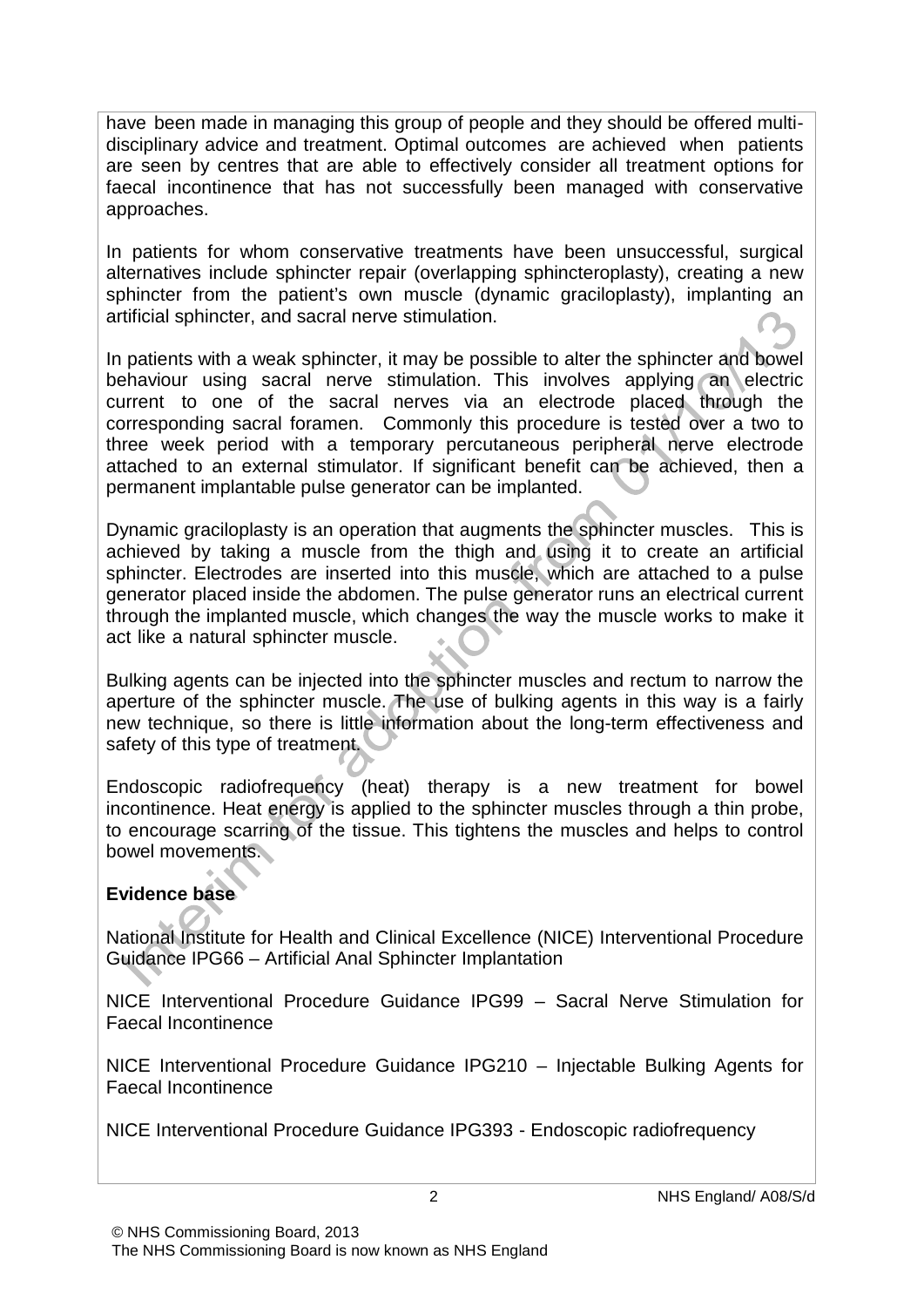have been made in managing this group of people and they should be offered multi-disciplinary advice and treatment. Optimal outcomes are achieved when patients are seen by centres that are able to effectively consider all treatment options for faecal incontinence that has not successfully been managed with conservative approaches.

In patients for whom conservative treatments have been unsuccessful, surgical alternatives include sphincter repair (overlapping sphincteroplasty), creating a new sphincter from the patient's own muscle (dynamic graciloplasty), implanting an artificial sphincter, and sacral nerve stimulation.

In patients with a weak sphincter, it may be possible to alter the sphincter and bowel behaviour using sacral nerve stimulation. This involves applying an electric current to one of the sacral nerves via an electrode placed through the corresponding sacral foramen. Commonly this procedure is tested over a two to three week period with a temporary percutaneous peripheral nerve electrode attached to an external stimulator. If significant benefit can be achieved, then a permanent implantable pulse generator can be implanted.

Dynamic graciloplasty is an operation that augments the sphincter muscles. This is achieved by taking a muscle from the thigh and using it to create an artificial sphincter. Electrodes are inserted into this muscle, which are attached to a pulse generator placed inside the abdomen. The pulse generator runs an electrical current through the implanted muscle, which changes the way the muscle works to make it act like a natural sphincter muscle.

Bulking agents can be injected into the sphincter muscles and rectum to narrow the aperture of the sphincter muscle. The use of bulking agents in this way is a fairly new technique, so there is little information about the long-term effectiveness and safety of this type of treatment.

Endoscopic radiofrequency (heat) therapy is a new treatment for bowel incontinence. Heat energy is applied to the sphincter muscles through a thin probe, to encourage scarring of the tissue. This tightens the muscles and helps to control bowel movements.

**Evidence base**

National Institute for Health and Clinical Excellence (NICE) Interventional Procedure Guidance IPG66 – Artificial Anal Sphincter Implantation

NICE Interventional Procedure Guidance IPG99 – Sacral Nerve Stimulation for Faecal Incontinence

NICE Interventional Procedure Guidance IPG210 – Injectable Bulking Agents for Faecal Incontinence

NICE Interventional Procedure Guidance IPG393 - Endoscopic radiofrequency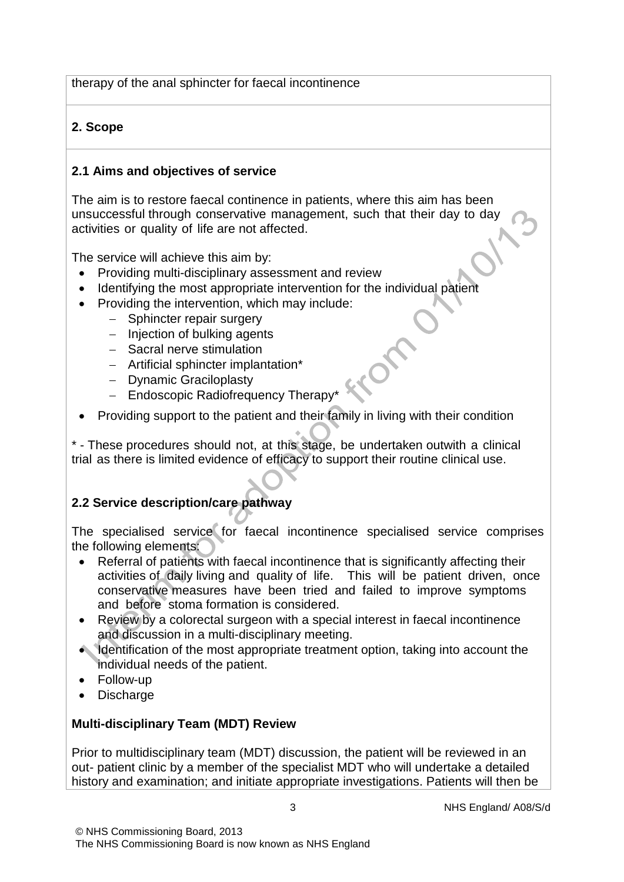therapy of the anal sphincter for faecal incontinence

## 2. Scope

### 2.1 Aims and objectives of service

The aim is to restore faecal continence in patients, where this aim has been unsuccessful through conservative management, such that their day to day activities or quality of life are not affected.

The service will achieve this aim by:

- Providing multi-disciplinary assessment and review
- Identifying the most appropriate intervention for the individual patient
- Providing the intervention, which may include:
  - Sphincter repair surgery
  - Injection of bulking agents
  - Sacral nerve stimulation
  - Artificial sphincter implantation*
  - Dynamic Graciloplasty
  - Endoscopic Radiofrequency Therapy*
- Providing support to the patient and their family in living with their condition

* - These procedures should not, at this stage, be undertaken outwith a clinical trial as there is limited evidence of efficacy to support their routine clinical use.

### 2.2 Service description/care pathway

The specialised service for faecal incontinence specialised service comprises the following elements:

- Referral of patients with faecal incontinence that is significantly affecting their activities of daily living and quality of life. This will be patient driven, once conservative measures have been tried and failed to improve symptoms and before stoma formation is considered.
- Review by a colorectal surgeon with a special interest in faecal incontinence and discussion in a multi-disciplinary meeting.
- Identification of the most appropriate treatment option, taking into account the individual needs of the patient.
- Follow-up
- Discharge

**Multi-disciplinary Team (MDT) Review**

Prior to multidisciplinary team (MDT) discussion, the patient will be reviewed in an out- patient clinic by a member of the specialist MDT who will undertake a detailed history and examination; and initiate appropriate investigations. Patients will then be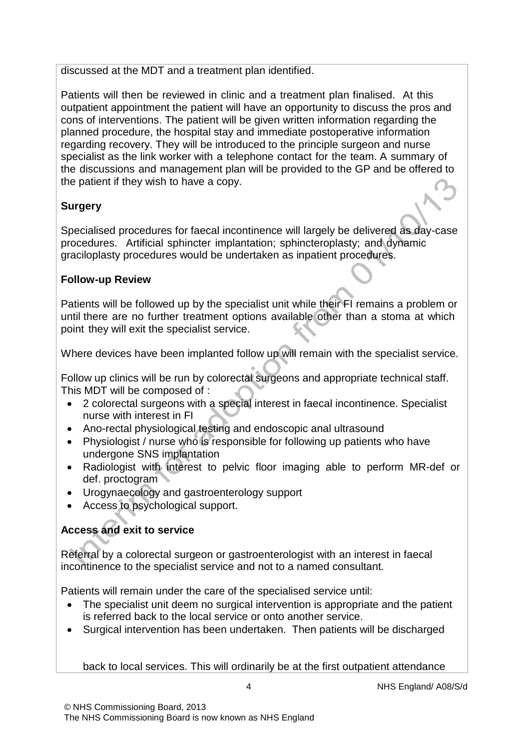discussed at the MDT and a treatment plan identified.

Patients will then be reviewed in clinic and a treatment plan finalised. At this outpatient appointment the patient will have an opportunity to discuss the pros and cons of interventions. The patient will be given written information regarding the planned procedure, the hospital stay and immediate postoperative information regarding recovery. They will be introduced to the principle surgeon and nurse specialist as the link worker with a telephone contact for the team. A summary of the discussions and management plan will be provided to the GP and be offered to the patient if they wish to have a copy.

**Surgery**

Specialised procedures for faecal incontinence will largely be delivered as day-case procedures. Artificial sphincter implantation; sphincteroplasty; and dynamic graciloplasty procedures would be undertaken as inpatient procedures.

**Follow-up Review**

Patients will be followed up by the specialist unit while their FI remains a problem or until there are no further treatment options available other than a stoma at which point they will exit the specialist service.

Where devices have been implanted follow up will remain with the specialist service.

Follow up clinics will be run by colorectal surgeons and appropriate technical staff. This MDT will be composed of :

- 2 colorectal surgeons with a special interest in faecal incontinence. Specialist nurse with interest in FI
- Ano-rectal physiological testing and endoscopic anal ultrasound
- Physiologist / nurse who is responsible for following up patients who have undergone SNS implantation
- Radiologist with interest to pelvic floor imaging able to perform MR-def or def. proctogram
- Urogynaecology and gastroenterology support
- Access to psychological support.

**Access and exit to service**

Referral by a colorectal surgeon or gastroenterologist with an interest in faecal incontinence to the specialist service and not to a named consultant.

Patients will remain under the care of the specialised service until:

- The specialist unit deem no surgical intervention is appropriate and the patient is referred back to the local service or onto another service.
- Surgical intervention has been undertaken. Then patients will be discharged back to local services. This will ordinarily be at the first outpatient attendance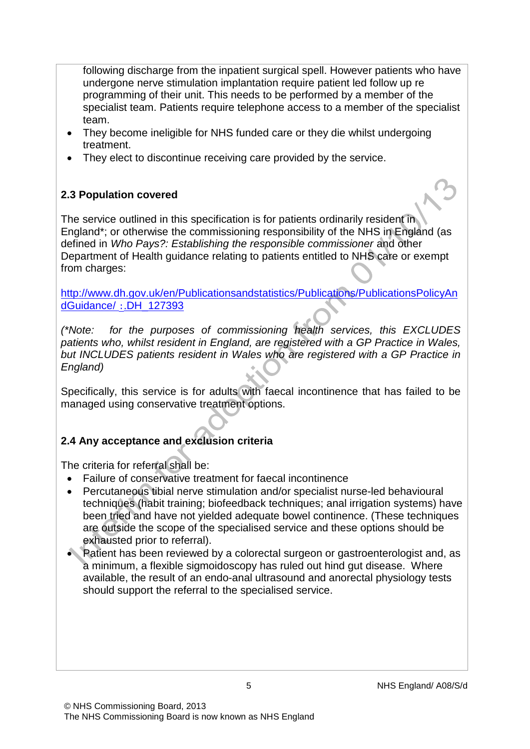following discharge from the inpatient surgical spell. However patients who have undergone nerve stimulation implantation require patient led follow up re programming of their unit. This needs to be performed by a member of the specialist team. Patients require telephone access to a member of the specialist team.

- They become ineligible for NHS funded care or they die whilst undergoing treatment.
- They elect to discontinue receiving care provided by the service.

**2.3 Population covered**

The service outlined in this specification is for patients ordinarily resident in England*; or otherwise the commissioning responsibility of the NHS in England (as defined in *Who Pays?: Establishing the responsible commissioner* and other Department of Health guidance relating to patients entitled to NHS care or exempt from charges:

http://www.dh.gov.uk/en/Publicationsandstatistics/Publications/PublicationsPolicyAndGuidance/ :.DH_127393

*(\*Note: for the purposes of commissioning health services, this EXCLUDES patients who, whilst resident in England, are registered with a GP Practice in Wales, but INCLUDES patients resident in Wales who are registered with a GP Practice in England)*

Specifically, this service is for adults with faecal incontinence that has failed to be managed using conservative treatment options.

**2.4 Any acceptance and exclusion criteria**

The criteria for referral shall be:

- Failure of conservative treatment for faecal incontinence
- Percutaneous tibial nerve stimulation and/or specialist nurse-led behavioural techniques (habit training; biofeedback techniques; anal irrigation systems) have been tried and have not yielded adequate bowel continence. (These techniques are outside the scope of the specialised service and these options should be exhausted prior to referral).
- Patient has been reviewed by a colorectal surgeon or gastroenterologist and, as a minimum, a flexible sigmoidoscopy has ruled out hind gut disease. Where available, the result of an endo-anal ultrasound and anorectal physiology tests should support the referral to the specialised service.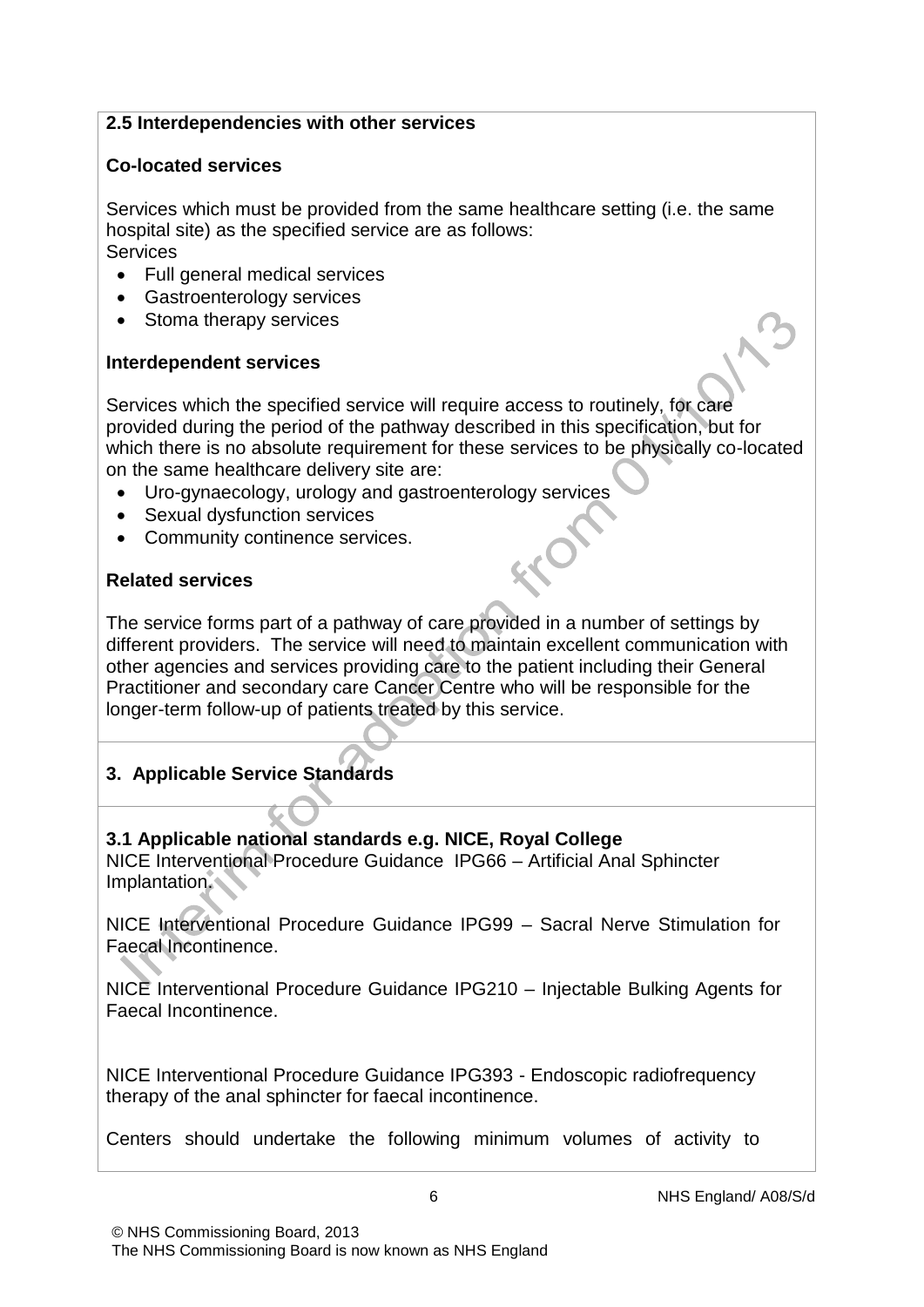### 2.5 Interdependencies with other services

**Co-located services**

Services which must be provided from the same healthcare setting (i.e. the same hospital site) as the specified service are as follows:
Services

- Full general medical services
- Gastroenterology services
- Stoma therapy services

**Interdependent services**

Services which the specified service will require access to routinely, for care provided during the period of the pathway described in this specification, but for which there is no absolute requirement for these services to be physically co-located on the same healthcare delivery site are:

- Uro-gynaecology, urology and gastroenterology services
- Sexual dysfunction services
- Community continence services.

**Related services**

The service forms part of a pathway of care provided in a number of settings by different providers. The service will need to maintain excellent communication with other agencies and services providing care to the patient including their General Practitioner and secondary care Cancer Centre who will be responsible for the longer-term follow-up of patients treated by this service.

## 3. Applicable Service Standards

### 3.1 Applicable national standards e.g. NICE, Royal College

NICE Interventional Procedure Guidance IPG66 – Artificial Anal Sphincter Implantation.

NICE Interventional Procedure Guidance IPG99 – Sacral Nerve Stimulation for Faecal Incontinence.

NICE Interventional Procedure Guidance IPG210 – Injectable Bulking Agents for Faecal Incontinence.

NICE Interventional Procedure Guidance IPG393 - Endoscopic radiofrequency therapy of the anal sphincter for faecal incontinence.

Centers should undertake the following minimum volumes of activity to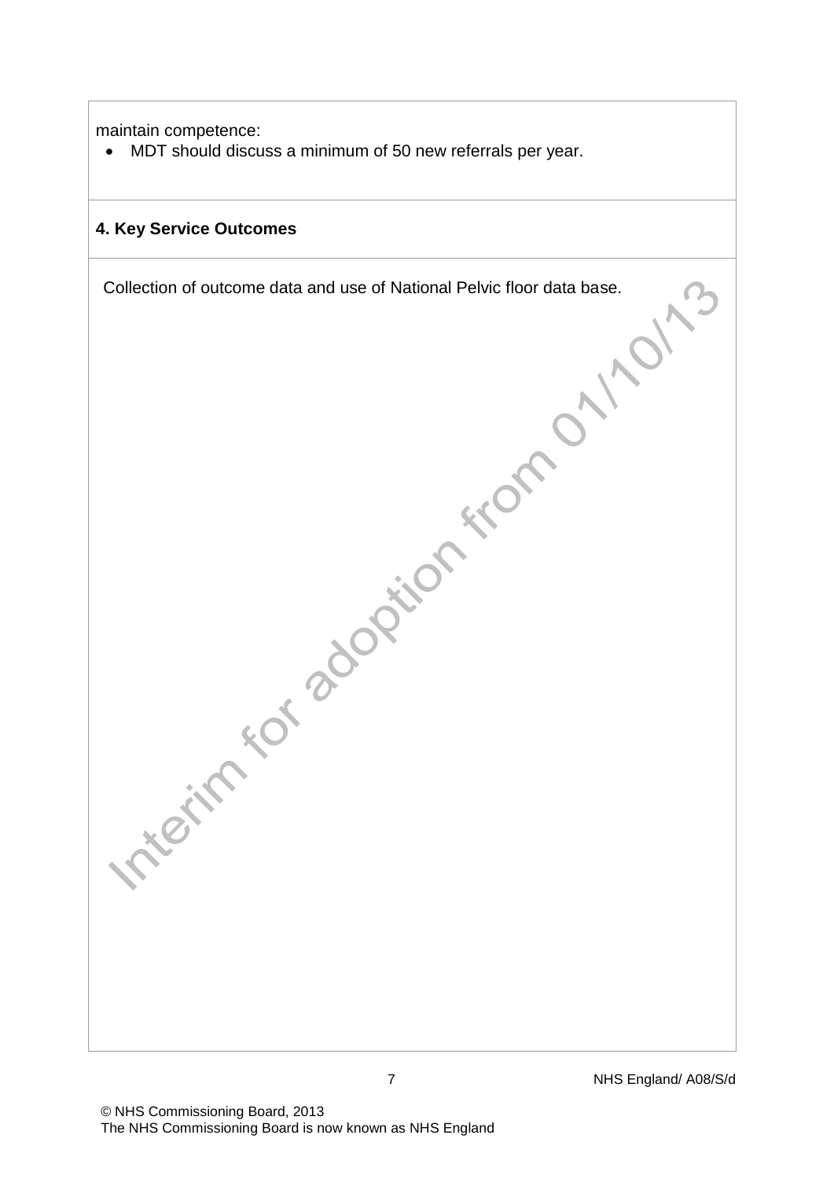maintain competence:

- MDT should discuss a minimum of 50 new referrals per year.

**4. Key Service Outcomes**

Collection of outcome data and use of National Pelvic floor data base.

Interim for adoption from 01/10/13

© NHS Commissioning Board, 2013
The NHS Commissioning Board is now known as NHS England